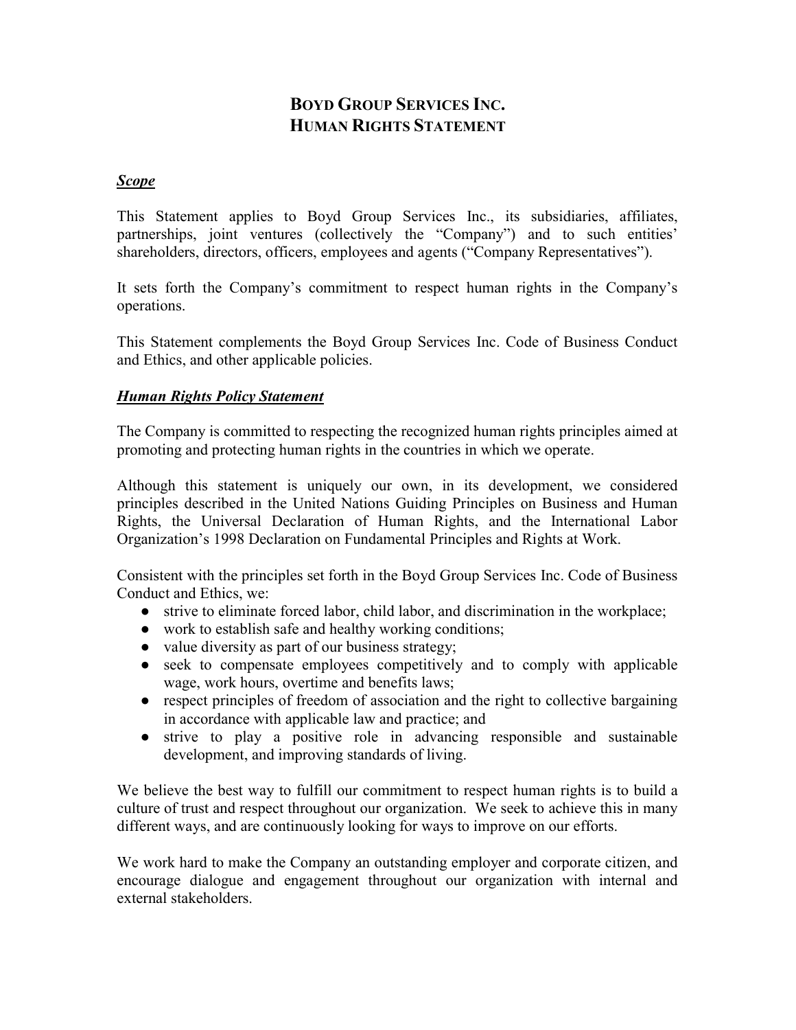# BOYD GROUP SERVICES INC.
# HUMAN RIGHTS STATEMENT

## ***Scope***

This Statement applies to Boyd Group Services Inc., its subsidiaries, affiliates, partnerships, joint ventures (collectively the "Company") and to such entities' shareholders, directors, officers, employees and agents ("Company Representatives").

It sets forth the Company's commitment to respect human rights in the Company's operations.

This Statement complements the Boyd Group Services Inc. Code of Business Conduct and Ethics, and other applicable policies.

## ***Human Rights Policy Statement***

The Company is committed to respecting the recognized human rights principles aimed at promoting and protecting human rights in the countries in which we operate.

Although this statement is uniquely our own, in its development, we considered principles described in the United Nations Guiding Principles on Business and Human Rights, the Universal Declaration of Human Rights, and the International Labor Organization's 1998 Declaration on Fundamental Principles and Rights at Work.

Consistent with the principles set forth in the Boyd Group Services Inc. Code of Business Conduct and Ethics, we:

- strive to eliminate forced labor, child labor, and discrimination in the workplace;
- work to establish safe and healthy working conditions;
- value diversity as part of our business strategy;
- seek to compensate employees competitively and to comply with applicable wage, work hours, overtime and benefits laws;
- respect principles of freedom of association and the right to collective bargaining in accordance with applicable law and practice; and
- strive to play a positive role in advancing responsible and sustainable development, and improving standards of living.

We believe the best way to fulfill our commitment to respect human rights is to build a culture of trust and respect throughout our organization. We seek to achieve this in many different ways, and are continuously looking for ways to improve on our efforts.

We work hard to make the Company an outstanding employer and corporate citizen, and encourage dialogue and engagement throughout our organization with internal and external stakeholders.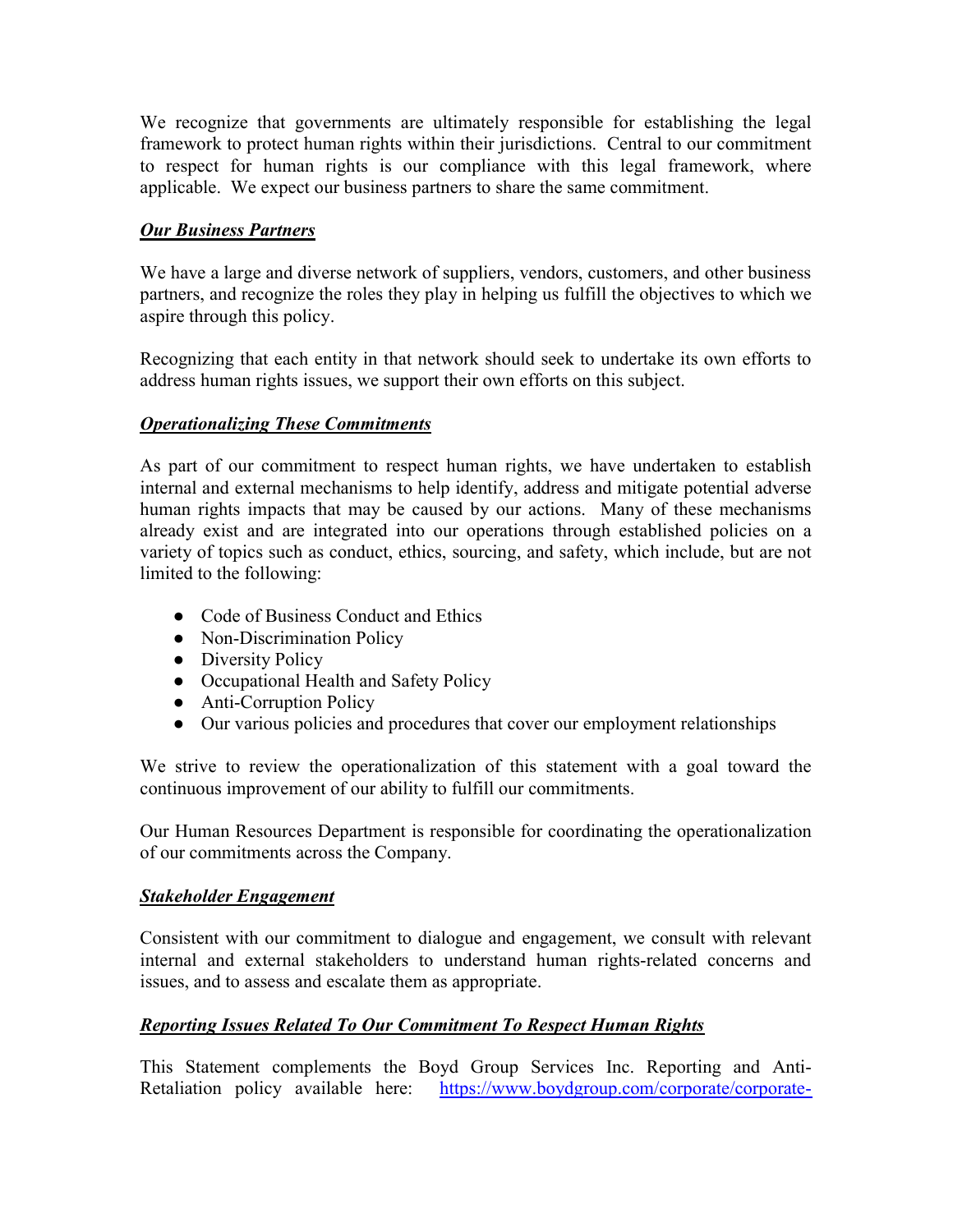We recognize that governments are ultimately responsible for establishing the legal framework to protect human rights within their jurisdictions. Central to our commitment to respect for human rights is our compliance with this legal framework, where applicable. We expect our business partners to share the same commitment.

***Our Business Partners***

We have a large and diverse network of suppliers, vendors, customers, and other business partners, and recognize the roles they play in helping us fulfill the objectives to which we aspire through this policy.

Recognizing that each entity in that network should seek to undertake its own efforts to address human rights issues, we support their own efforts on this subject.

***Operationalizing These Commitments***

As part of our commitment to respect human rights, we have undertaken to establish internal and external mechanisms to help identify, address and mitigate potential adverse human rights impacts that may be caused by our actions. Many of these mechanisms already exist and are integrated into our operations through established policies on a variety of topics such as conduct, ethics, sourcing, and safety, which include, but are not limited to the following:

- Code of Business Conduct and Ethics
- Non-Discrimination Policy
- Diversity Policy
- Occupational Health and Safety Policy
- Anti-Corruption Policy
- Our various policies and procedures that cover our employment relationships

We strive to review the operationalization of this statement with a goal toward the continuous improvement of our ability to fulfill our commitments.

Our Human Resources Department is responsible for coordinating the operationalization of our commitments across the Company.

***Stakeholder Engagement***

Consistent with our commitment to dialogue and engagement, we consult with relevant internal and external stakeholders to understand human rights-related concerns and issues, and to assess and escalate them as appropriate.

***Reporting Issues Related To Our Commitment To Respect Human Rights***

This Statement complements the Boyd Group Services Inc. Reporting and Anti-Retaliation policy available here: https://www.boydgroup.com/corporate/corporate-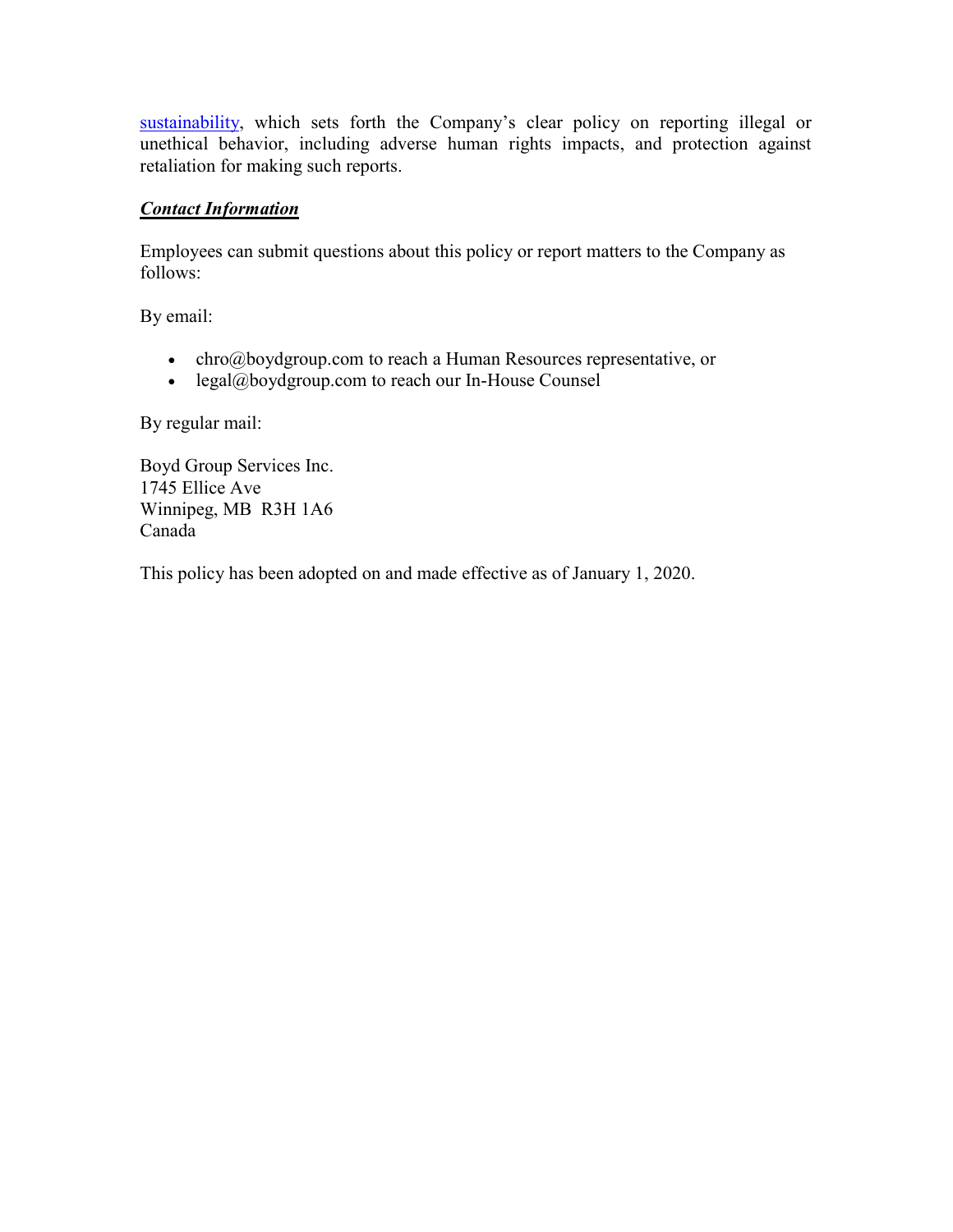[sustainability](), which sets forth the Company's clear policy on reporting illegal or unethical behavior, including adverse human rights impacts, and protection against retaliation for making such reports.

***Contact Information***

Employees can submit questions about this policy or report matters to the Company as follows:

By email:

- chro@boydgroup.com to reach a Human Resources representative, or
- legal@boydgroup.com to reach our In-House Counsel

By regular mail:

Boyd Group Services Inc.
1745 Ellice Ave
Winnipeg, MB R3H 1A6
Canada

This policy has been adopted on and made effective as of January 1, 2020.